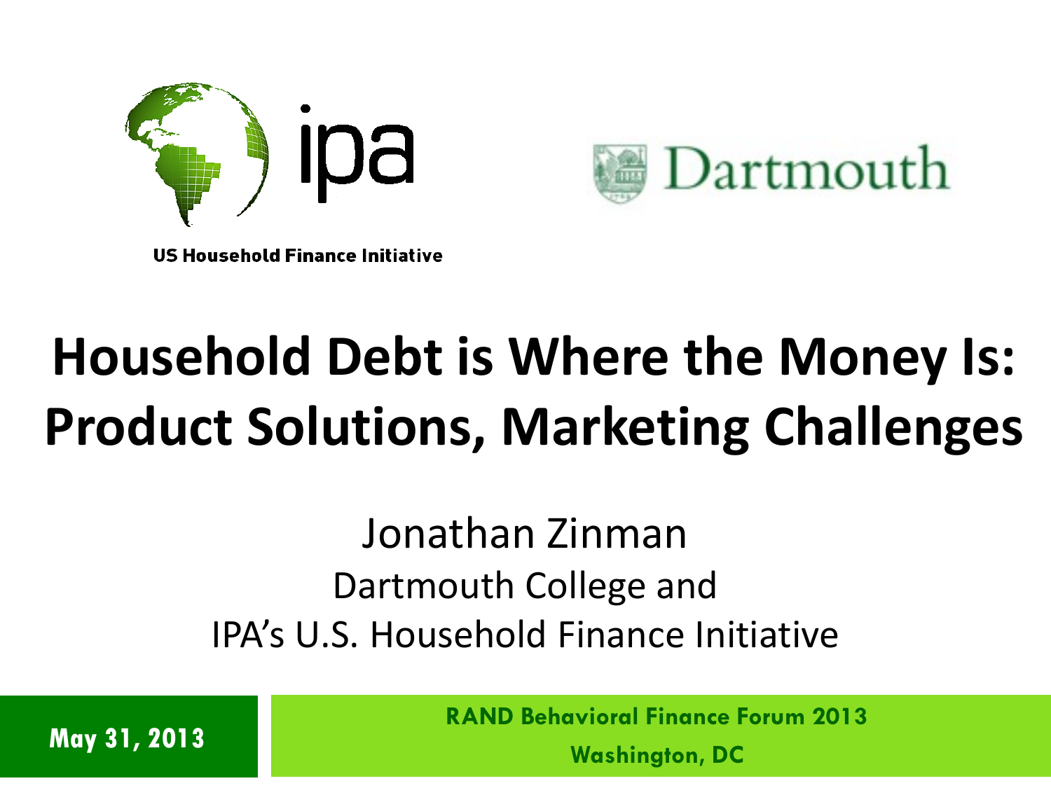ipa

US Household Finance Initiative

Dartmouth

# Household Debt is Where the Money Is: Product Solutions, Marketing Challenges

Jonathan Zinman

Dartmouth College and

IPA's U.S. Household Finance Initiative

May 31, 2013

RAND Behavioral Finance Forum 2013

Washington, DC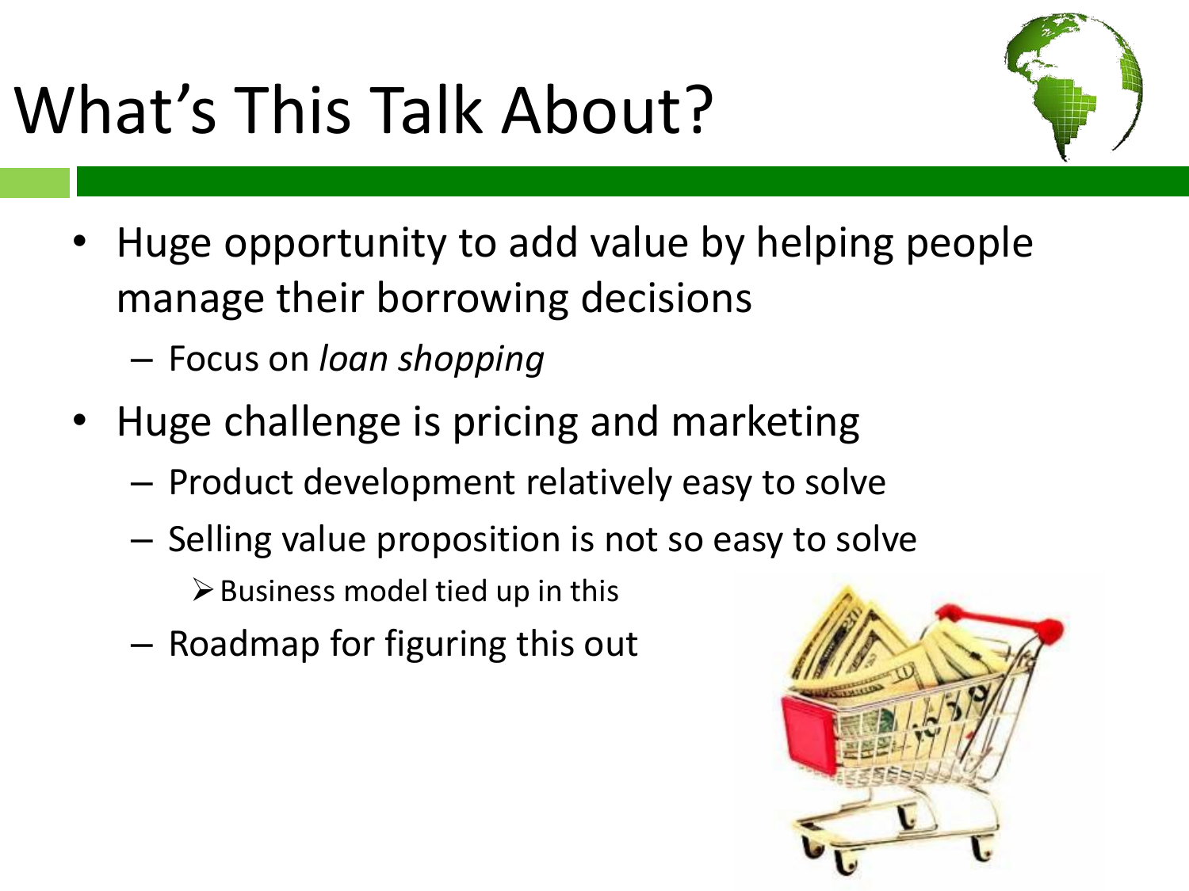# What's This Talk About?

- Huge opportunity to add value by helping people manage their borrowing decisions
  - Focus on *loan shopping*
- Huge challenge is pricing and marketing
  - Product development relatively easy to solve
  - Selling value proposition is not so easy to solve
    - Business model tied up in this
  - Roadmap for figuring this out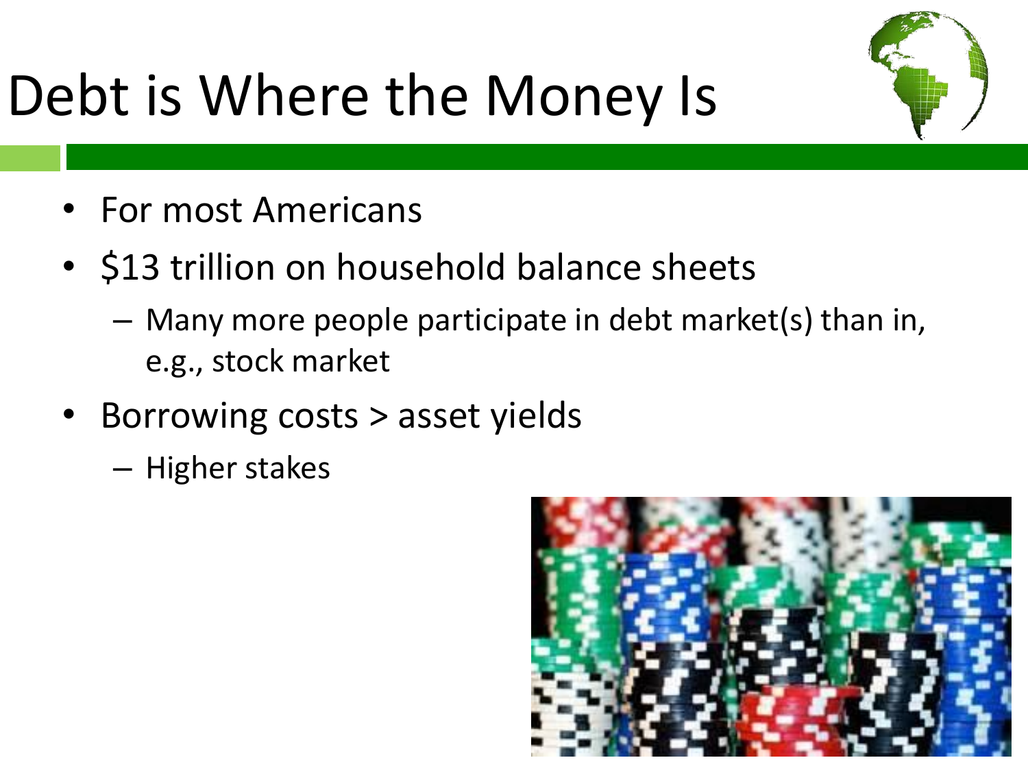# Debt is Where the Money Is

- For most Americans
- $13 trillion on household balance sheets
  - Many more people participate in debt market(s) than in, e.g., stock market
- Borrowing costs > asset yields
  - Higher stakes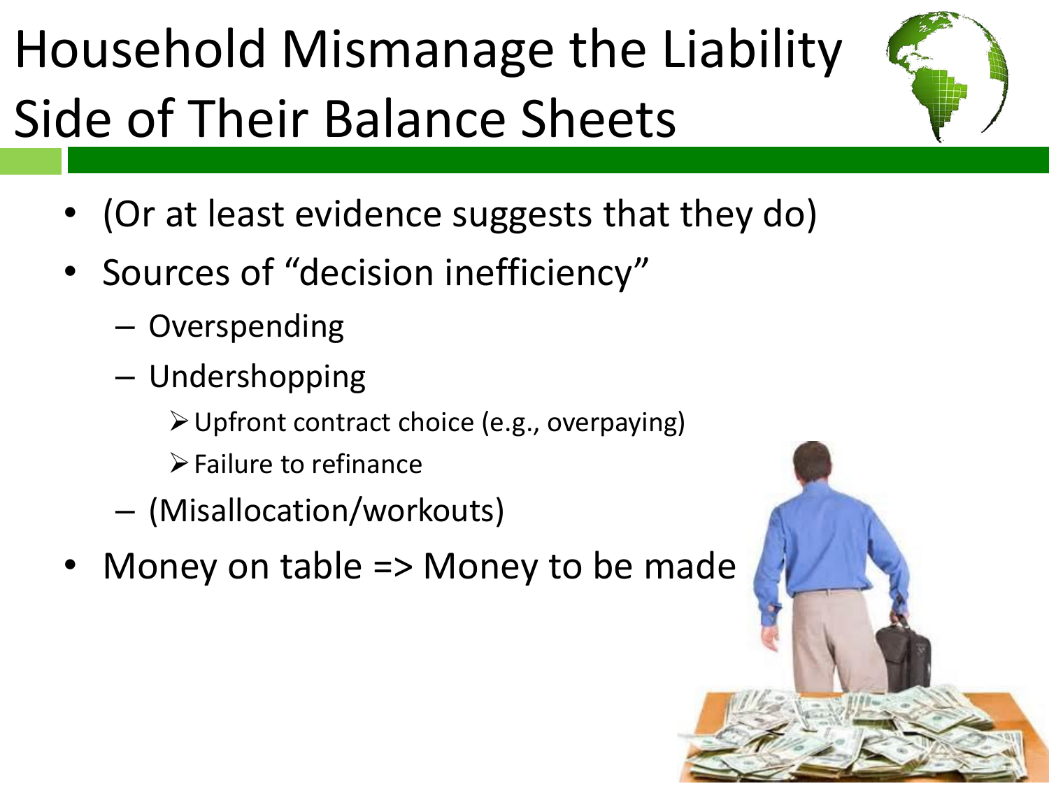# Household Mismanage the Liability Side of Their Balance Sheets

- (Or at least evidence suggests that they do)
- Sources of "decision inefficiency"
  - Overspending
  - Undershopping
    - Upfront contract choice (e.g., overpaying)
    - Failure to refinance
  - (Misallocation/workouts)
- Money on table => Money to be made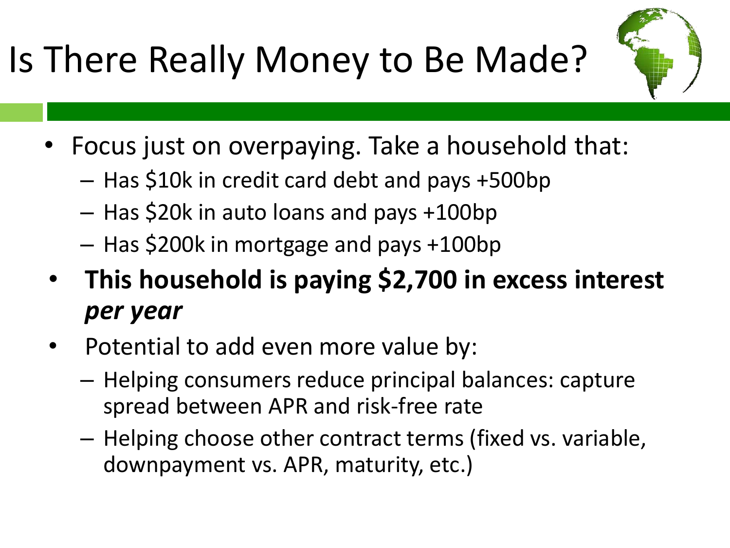# Is There Really Money to Be Made?

- Focus just on overpaying. Take a household that:
  - Has $10k in credit card debt and pays +500bp
  - Has $20k in auto loans and pays +100bp
  - Has $200k in mortgage and pays +100bp
- **This household is paying $2,700 in excess interest *per year***
- Potential to add even more value by:
  - Helping consumers reduce principal balances: capture spread between APR and risk-free rate
  - Helping choose other contract terms (fixed vs. variable, downpayment vs. APR, maturity, etc.)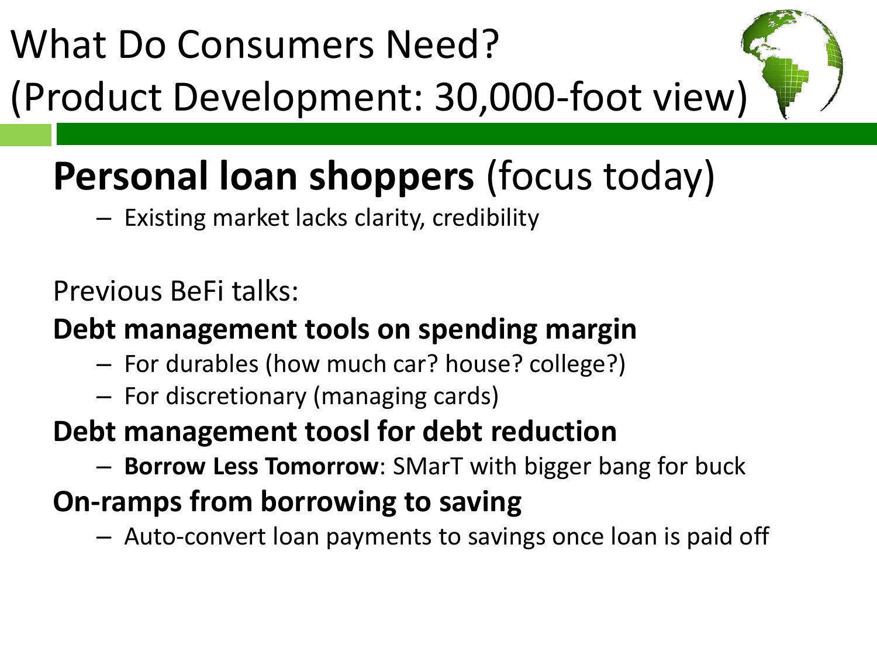# What Do Consumers Need? (Product Development: 30,000-foot view)

## **Personal loan shoppers** (focus today)

- Existing market lacks clarity, credibility

Previous BeFi talks:

**Debt management tools on spending margin**

- For durables (how much car? house? college?)
- For discretionary (managing cards)

**Debt management toosl for debt reduction**

- **Borrow Less Tomorrow**: SMarT with bigger bang for buck

**On-ramps from borrowing to saving**

- Auto-convert loan payments to savings once loan is paid off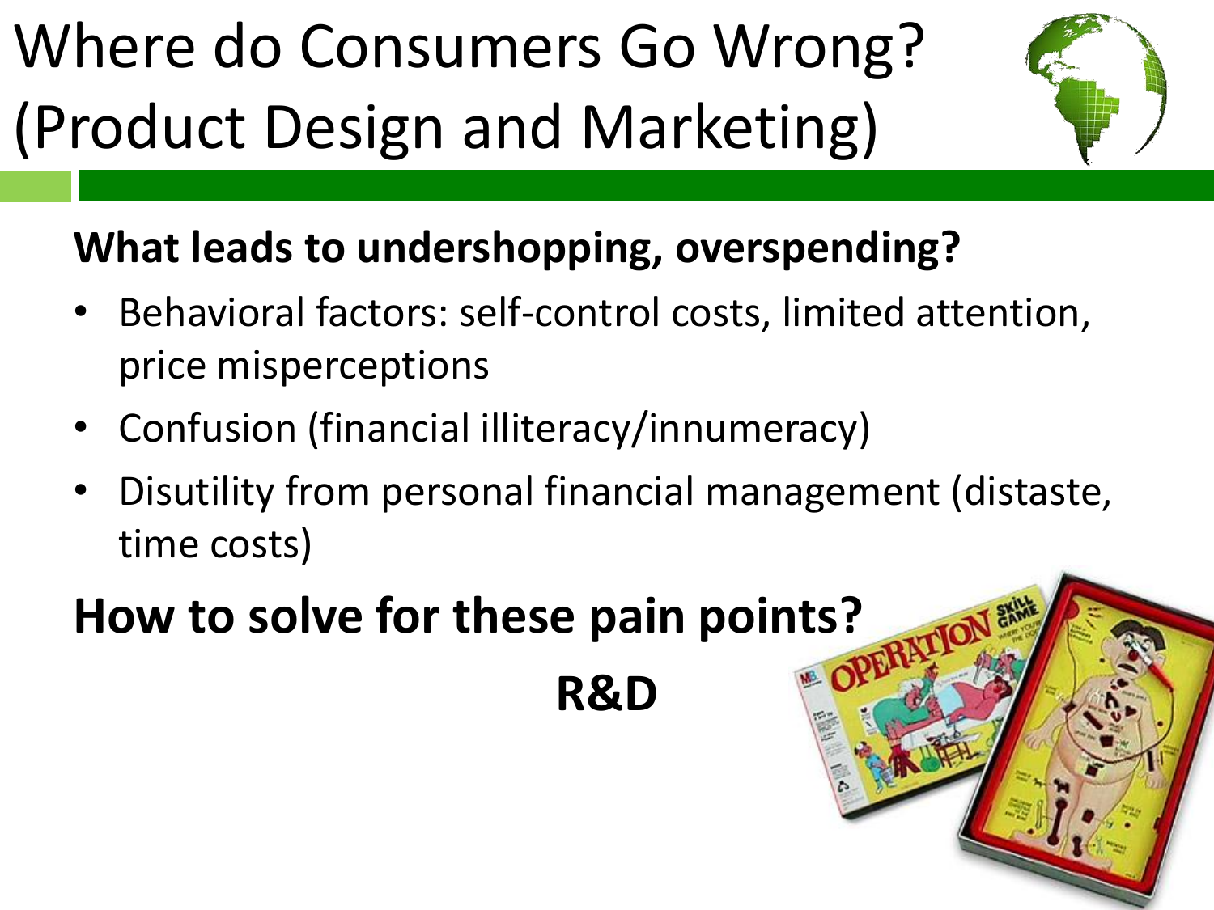# Where do Consumers Go Wrong? (Product Design and Marketing)

**What leads to undershopping, overspending?**

- Behavioral factors: self-control costs, limited attention, price misperceptions
- Confusion (financial illiteracy/innumeracy)
- Disutility from personal financial management (distaste, time costs)

**How to solve for these pain points?**

**R&D**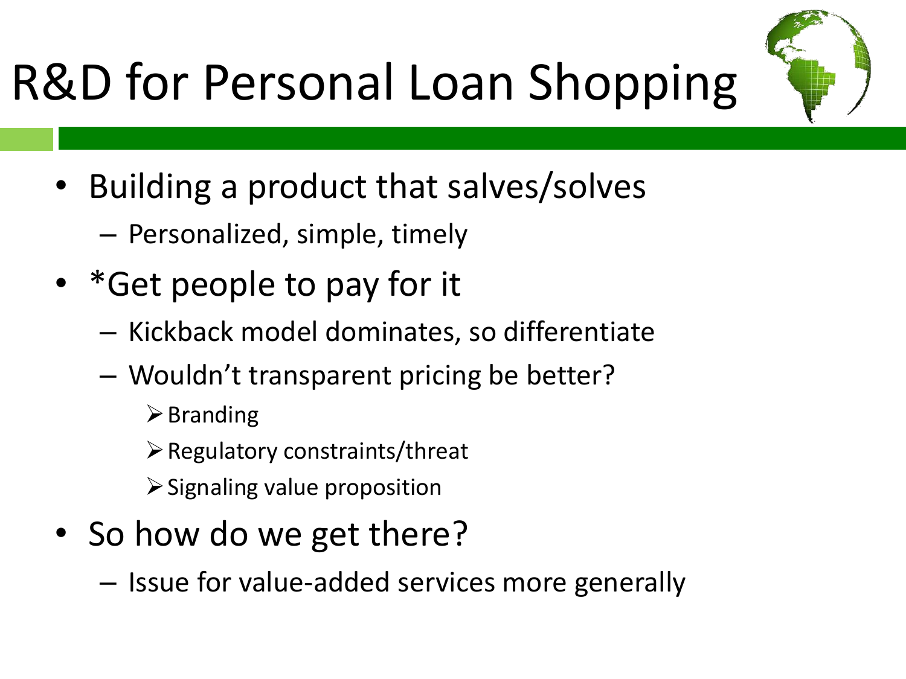# R&D for Personal Loan Shopping

- Building a product that salves/solves
  - Personalized, simple, timely
- *Get people to pay for it
  - Kickback model dominates, so differentiate
  - Wouldn't transparent pricing be better?
    - Branding
    - Regulatory constraints/threat
    - Signaling value proposition
- So how do we get there?
  - Issue for value-added services more generally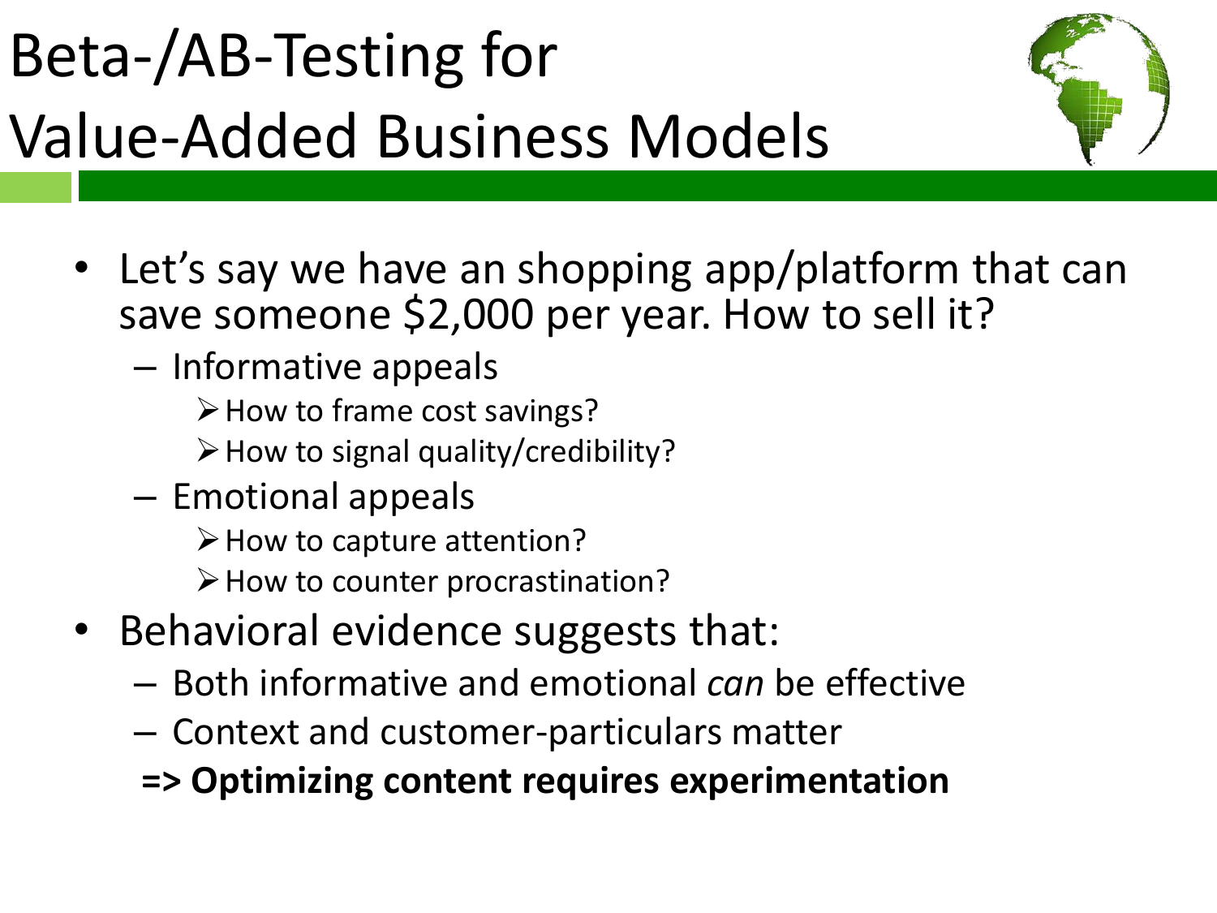# Beta-/AB-Testing for Value-Added Business Models

- Let's say we have an shopping app/platform that can save someone $2,000 per year. How to sell it?
  - Informative appeals
    - How to frame cost savings?
    - How to signal quality/credibility?
  - Emotional appeals
    - How to capture attention?
    - How to counter procrastination?
- Behavioral evidence suggests that:
  - Both informative and emotional *can* be effective
  - Context and customer-particulars matter

  **=> Optimizing content requires experimentation**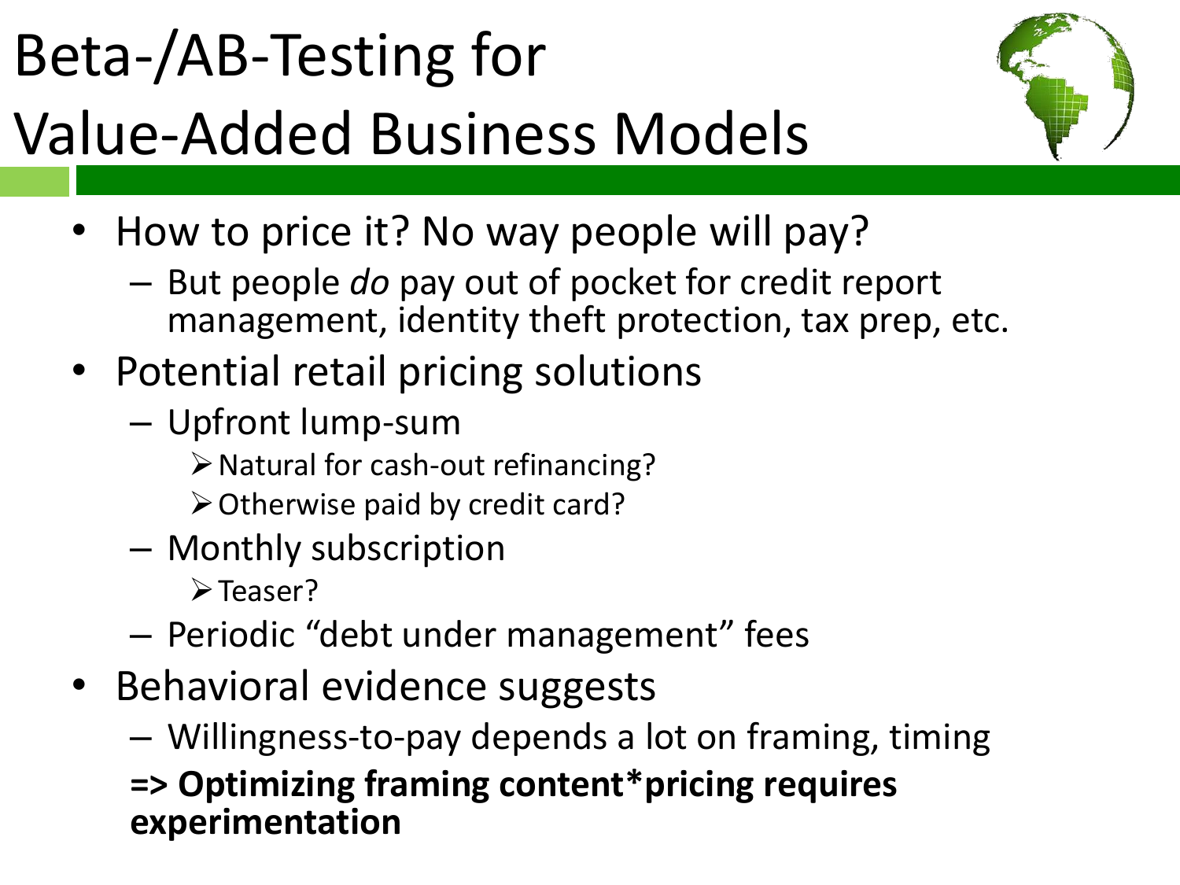# Beta-/AB-Testing for Value-Added Business Models

- How to price it? No way people will pay?
  - But people *do* pay out of pocket for credit report management, identity theft protection, tax prep, etc.
- Potential retail pricing solutions
  - Upfront lump-sum
    - Natural for cash-out refinancing?
    - Otherwise paid by credit card?
  - Monthly subscription
    - Teaser?
  - Periodic "debt under management" fees
- Behavioral evidence suggests
  - Willingness-to-pay depends a lot on framing, timing

  **=> Optimizing framing content*pricing requires experimentation**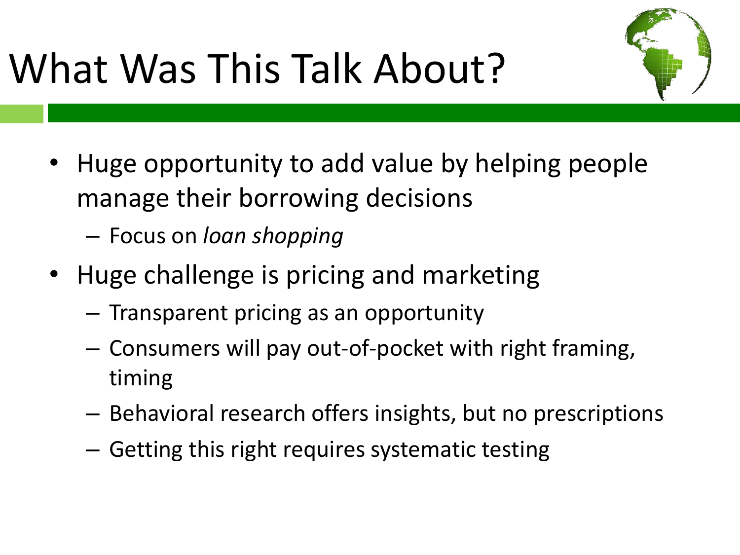# What Was This Talk About?

- Huge opportunity to add value by helping people manage their borrowing decisions
  - Focus on *loan shopping*
- Huge challenge is pricing and marketing
  - Transparent pricing as an opportunity
  - Consumers will pay out-of-pocket with right framing, timing
  - Behavioral research offers insights, but no prescriptions
  - Getting this right requires systematic testing